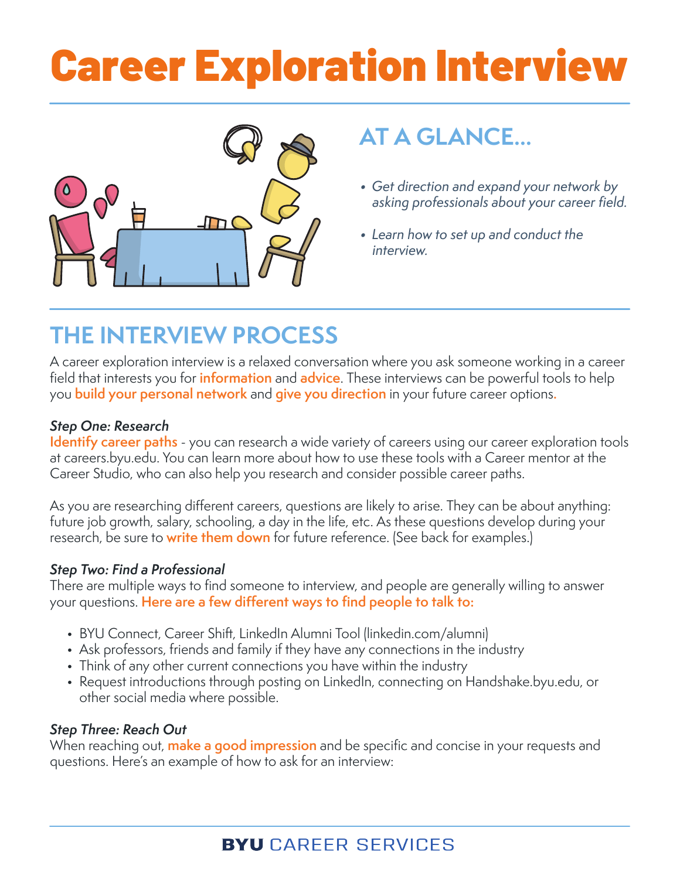# Career Exploration Interview

## AT A GLANCE...

- *Get direction and expand your network by asking professionals about your career field.*
- *Learn how to set up and conduct the interview.*

## THE INTERVIEW PROCESS

A career exploration interview is a relaxed conversation where you ask someone working in a career field that interests you for **information** and **advice**. These interviews can be powerful tools to help you **build your personal network** and **give you direction** in your future career options.

***Step One: Research***

**Identify career paths** - you can research a wide variety of careers using our career exploration tools at careers.byu.edu. You can learn more about how to use these tools with a Career mentor at the Career Studio, who can also help you research and consider possible career paths.

As you are researching different careers, questions are likely to arise. They can be about anything: future job growth, salary, schooling, a day in the life, etc. As these questions develop during your research, be sure to **write them down** for future reference. (See back for examples.)

***Step Two: Find a Professional***

There are multiple ways to find someone to interview, and people are generally willing to answer your questions. **Here are a few different ways to find people to talk to:**

- BYU Connect, Career Shift, LinkedIn Alumni Tool (linkedin.com/alumni)
- Ask professors, friends and family if they have any connections in the industry
- Think of any other current connections you have within the industry
- Request introductions through posting on LinkedIn, connecting on Handshake.byu.edu, or other social media where possible.

***Step Three: Reach Out***

When reaching out, **make a good impression** and be specific and concise in your requests and questions. Here's an example of how to ask for an interview: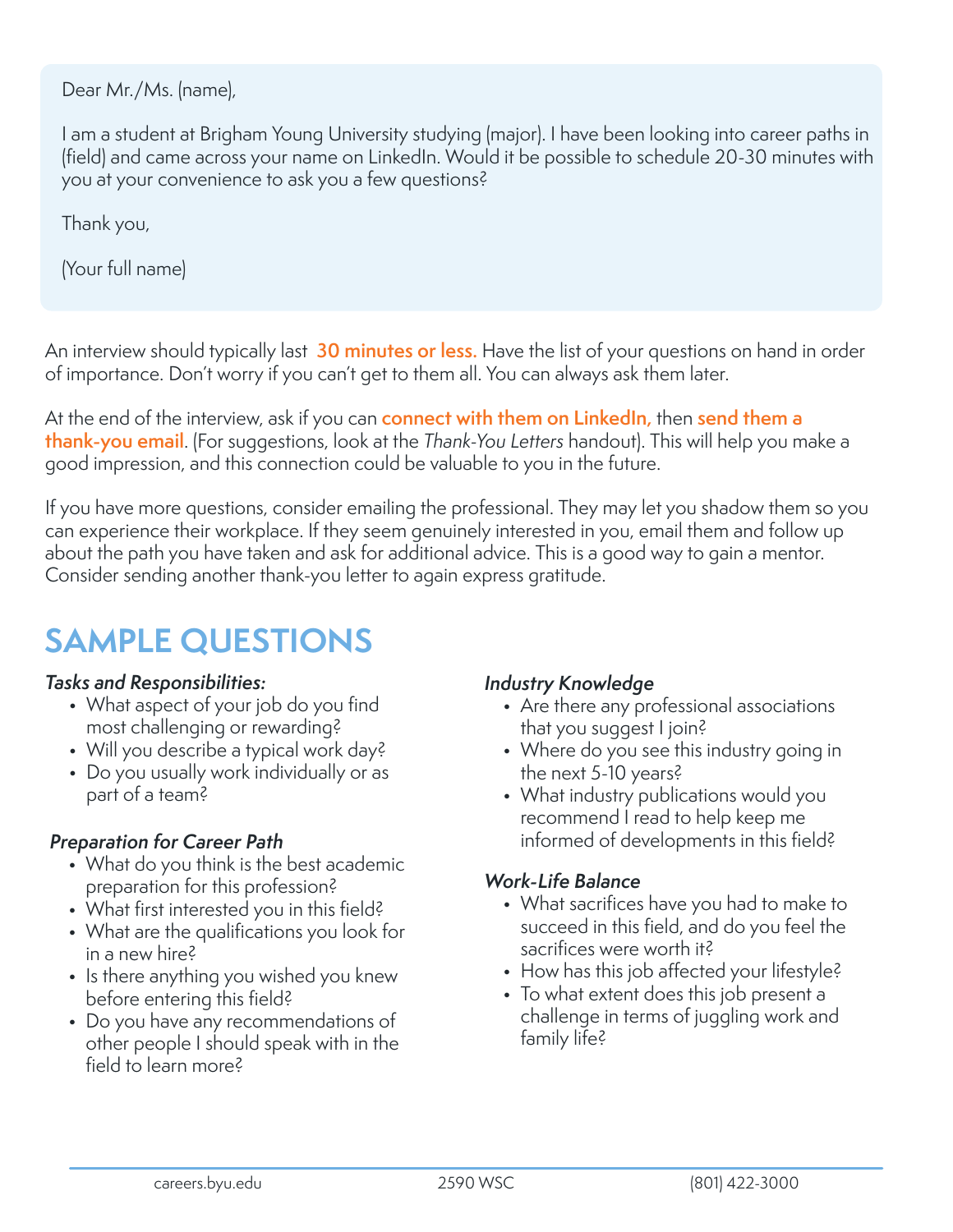Dear Mr./Ms. (name),

I am a student at Brigham Young University studying (major). I have been looking into career paths in (field) and came across your name on LinkedIn. Would it be possible to schedule 20-30 minutes with you at your convenience to ask you a few questions?

Thank you,

(Your full name)

An interview should typically last **30 minutes or less.** Have the list of your questions on hand in order of importance. Don't worry if you can't get to them all. You can always ask them later.

At the end of the interview, ask if you can **connect with them on LinkedIn,** then **send them a thank-you email**. (For suggestions, look at the *Thank-You Letters* handout). This will help you make a good impression, and this connection could be valuable to you in the future.

If you have more questions, consider emailing the professional. They may let you shadow them so you can experience their workplace. If they seem genuinely interested in you, email them and follow up about the path you have taken and ask for additional advice. This is a good way to gain a mentor. Consider sending another thank-you letter to again express gratitude.

## SAMPLE QUESTIONS

***Tasks and Responsibilities:***

- What aspect of your job do you find most challenging or rewarding?
- Will you describe a typical work day?
- Do you usually work individually or as part of a team?

***Preparation for Career Path***

- What do you think is the best academic preparation for this profession?
- What first interested you in this field?
- What are the qualifications you look for in a new hire?
- Is there anything you wished you knew before entering this field?
- Do you have any recommendations of other people I should speak with in the field to learn more?

***Industry Knowledge***

- Are there any professional associations that you suggest I join?
- Where do you see this industry going in the next 5-10 years?
- What industry publications would you recommend I read to help keep me informed of developments in this field?

***Work-Life Balance***

- What sacrifices have you had to make to succeed in this field, and do you feel the sacrifices were worth it?
- How has this job affected your lifestyle?
- To what extent does this job present a challenge in terms of juggling work and family life?